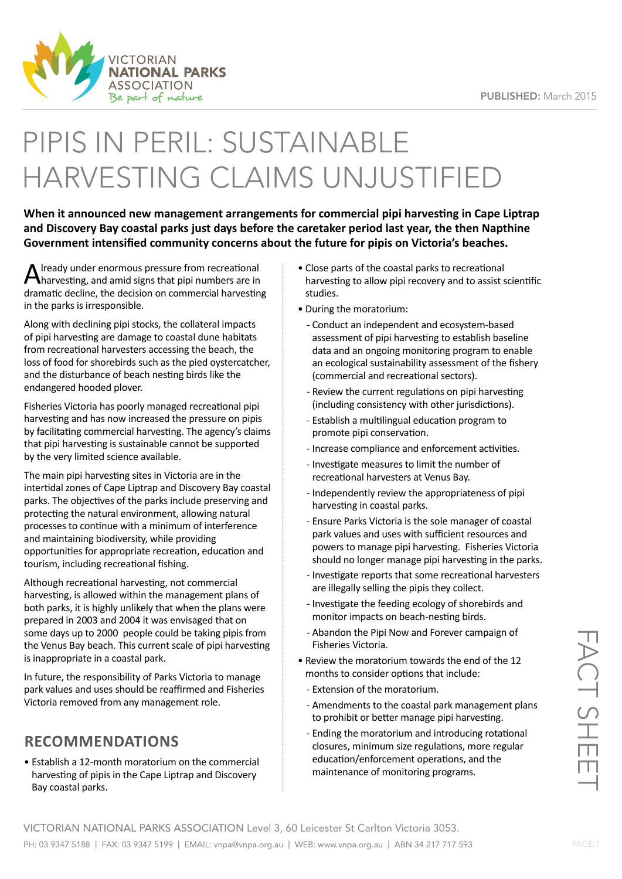VICTORIAN NATIONAL PARKS ASSOCIATION
Be part of nature

**PUBLISHED:** March 2015

# PIPIS IN PERIL: SUSTAINABLE HARVESTING CLAIMS UNJUSTIFIED

**When it announced new management arrangements for commercial pipi harvesting in Cape Liptrap and Discovery Bay coastal parks just days before the caretaker period last year, the then Napthine Government intensified community concerns about the future for pipis on Victoria's beaches.**

Already under enormous pressure from recreational harvesting, and amid signs that pipi numbers are in dramatic decline, the decision on commercial harvesting in the parks is irresponsible.

Along with declining pipi stocks, the collateral impacts of pipi harvesting are damage to coastal dune habitats from recreational harvesters accessing the beach, the loss of food for shorebirds such as the pied oystercatcher, and the disturbance of beach nesting birds like the endangered hooded plover.

Fisheries Victoria has poorly managed recreational pipi harvesting and has now increased the pressure on pipis by facilitating commercial harvesting. The agency's claims that pipi harvesting is sustainable cannot be supported by the very limited science available.

The main pipi harvesting sites in Victoria are in the intertidal zones of Cape Liptrap and Discovery Bay coastal parks. The objectives of the parks include preserving and protecting the natural environment, allowing natural processes to continue with a minimum of interference and maintaining biodiversity, while providing opportunities for appropriate recreation, education and tourism, including recreational fishing.

Although recreational harvesting, not commercial harvesting, is allowed within the management plans of both parks, it is highly unlikely that when the plans were prepared in 2003 and 2004 it was envisaged that on some days up to 2000 people could be taking pipis from the Venus Bay beach. This current scale of pipi harvesting is inappropriate in a coastal park.

In future, the responsibility of Parks Victoria to manage park values and uses should be reaffirmed and Fisheries Victoria removed from any management role.

## RECOMMENDATIONS

- Establish a 12-month moratorium on the commercial harvesting of pipis in the Cape Liptrap and Discovery Bay coastal parks.
- Close parts of the coastal parks to recreational harvesting to allow pipi recovery and to assist scientific studies.
- During the moratorium:
  - Conduct an independent and ecosystem-based assessment of pipi harvesting to establish baseline data and an ongoing monitoring program to enable an ecological sustainability assessment of the fishery (commercial and recreational sectors).
  - Review the current regulations on pipi harvesting (including consistency with other jurisdictions).
  - Establish a multilingual education program to promote pipi conservation.
  - Increase compliance and enforcement activities.
  - Investigate measures to limit the number of recreational harvesters at Venus Bay.
  - Independently review the appropriateness of pipi harvesting in coastal parks.
  - Ensure Parks Victoria is the sole manager of coastal park values and uses with sufficient resources and powers to manage pipi harvesting. Fisheries Victoria should no longer manage pipi harvesting in the parks.
  - Investigate reports that some recreational harvesters are illegally selling the pipis they collect.
  - Investigate the feeding ecology of shorebirds and monitor impacts on beach-nesting birds.
  - Abandon the Pipi Now and Forever campaign of Fisheries Victoria.
- Review the moratorium towards the end of the 12 months to consider options that include:
  - Extension of the moratorium.
  - Amendments to the coastal park management plans to prohibit or better manage pipi harvesting.
  - Ending the moratorium and introducing rotational closures, minimum size regulations, more regular education/enforcement operations, and the maintenance of monitoring programs.

FACT SHEET

VICTORIAN NATIONAL PARKS ASSOCIATION Level 3, 60 Leicester St Carlton Victoria 3053.
PH: 03 9347 5188 | FAX: 03 9347 5199 | EMAIL: vnpa@vnpa.org.au | WEB: www.vnpa.org.au | ABN 34 217 717 593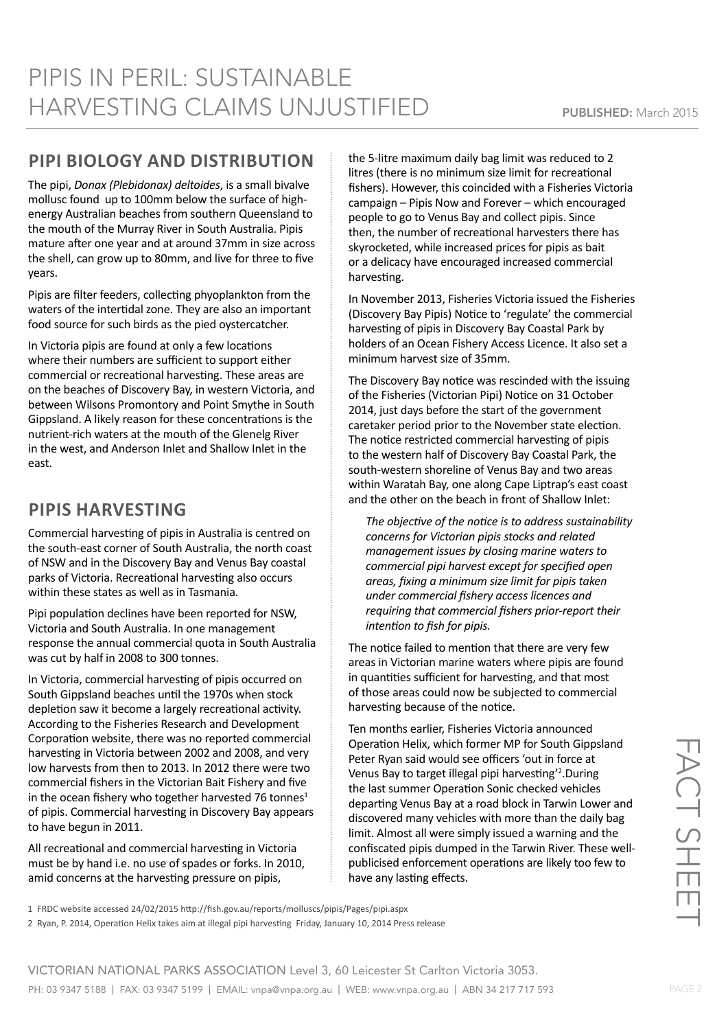# PIPIS IN PERIL: SUSTAINABLE HARVESTING CLAIMS UNJUSTIFIED

**PUBLISHED:** March 2015

## PIPI BIOLOGY AND DISTRIBUTION

The pipi, *Donax (Plebidonax) deltoides*, is a small bivalve mollusc found up to 100mm below the surface of high-energy Australian beaches from southern Queensland to the mouth of the Murray River in South Australia. Pipis mature after one year and at around 37mm in size across the shell, can grow up to 80mm, and live for three to five years.

Pipis are filter feeders, collecting phyoplankton from the waters of the intertidal zone. They are also an important food source for such birds as the pied oystercatcher.

In Victoria pipis are found at only a few locations where their numbers are sufficient to support either commercial or recreational harvesting. These areas are on the beaches of Discovery Bay, in western Victoria, and between Wilsons Promontory and Point Smythe in South Gippsland. A likely reason for these concentrations is the nutrient-rich waters at the mouth of the Glenelg River in the west, and Anderson Inlet and Shallow Inlet in the east.

## PIPIS HARVESTING

Commercial harvesting of pipis in Australia is centred on the south-east corner of South Australia, the north coast of NSW and in the Discovery Bay and Venus Bay coastal parks of Victoria. Recreational harvesting also occurs within these states as well as in Tasmania.

Pipi population declines have been reported for NSW, Victoria and South Australia. In one management response the annual commercial quota in South Australia was cut by half in 2008 to 300 tonnes.

In Victoria, commercial harvesting of pipis occurred on South Gippsland beaches until the 1970s when stock depletion saw it become a largely recreational activity. According to the Fisheries Research and Development Corporation website, there was no reported commercial harvesting in Victoria between 2002 and 2008, and very low harvests from then to 2013. In 2012 there were two commercial fishers in the Victorian Bait Fishery and five in the ocean fishery who together harvested 76 tonnes[1] of pipis. Commercial harvesting in Discovery Bay appears to have begun in 2011.

All recreational and commercial harvesting in Victoria must be by hand i.e. no use of spades or forks. In 2010, amid concerns at the harvesting pressure on pipis, the 5-litre maximum daily bag limit was reduced to 2 litres (there is no minimum size limit for recreational fishers). However, this coincided with a Fisheries Victoria campaign – Pipis Now and Forever – which encouraged people to go to Venus Bay and collect pipis. Since then, the number of recreational harvesters there has skyrocketed, while increased prices for pipis as bait or a delicacy have encouraged increased commercial harvesting.

In November 2013, Fisheries Victoria issued the Fisheries (Discovery Bay Pipis) Notice to 'regulate' the commercial harvesting of pipis in Discovery Bay Coastal Park by holders of an Ocean Fishery Access Licence. It also set a minimum harvest size of 35mm.

The Discovery Bay notice was rescinded with the issuing of the Fisheries (Victorian Pipi) Notice on 31 October 2014, just days before the start of the government caretaker period prior to the November state election. The notice restricted commercial harvesting of pipis to the western half of Discovery Bay Coastal Park, the south-western shoreline of Venus Bay and two areas within Waratah Bay, one along Cape Liptrap's east coast and the other on the beach in front of Shallow Inlet:

> *The objective of the notice is to address sustainability concerns for Victorian pipis stocks and related management issues by closing marine waters to commercial pipi harvest except for specified open areas, fixing a minimum size limit for pipis taken under commercial fishery access licences and requiring that commercial fishers prior-report their intention to fish for pipis.*

The notice failed to mention that there are very few areas in Victorian marine waters where pipis are found in quantities sufficient for harvesting, and that most of those areas could now be subjected to commercial harvesting because of the notice.

Ten months earlier, Fisheries Victoria announced Operation Helix, which former MP for South Gippsland Peter Ryan said would see officers 'out in force at Venus Bay to target illegal pipi harvesting'[2].During the last summer Operation Sonic checked vehicles departing Venus Bay at a road block in Tarwin Lower and discovered many vehicles with more than the daily bag limit. Almost all were simply issued a warning and the confiscated pipis dumped in the Tarwin River. These well-publicised enforcement operations are likely too few to have any lasting effects.

1 FRDC website accessed 24/02/2015 http://fish.gov.au/reports/molluscs/pipis/Pages/pipi.aspx

2 Ryan, P. 2014, Operation Helix takes aim at illegal pipi harvesting Friday, January 10, 2014 Press release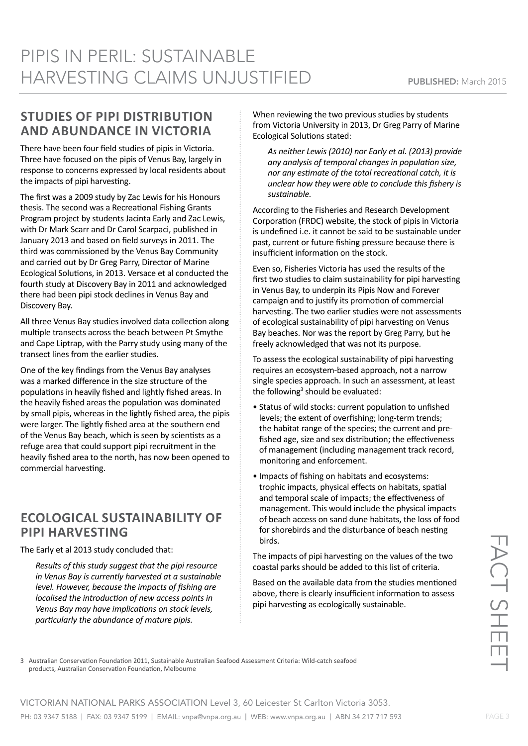# PIPIS IN PERIL: SUSTAINABLE HARVESTING CLAIMS UNJUSTIFIED

**PUBLISHED:** March 2015

## STUDIES OF PIPI DISTRIBUTION AND ABUNDANCE IN VICTORIA

There have been four field studies of pipis in Victoria. Three have focused on the pipis of Venus Bay, largely in response to concerns expressed by local residents about the impacts of pipi harvesting.

The first was a 2009 study by Zac Lewis for his Honours thesis. The second was a Recreational Fishing Grants Program project by students Jacinta Early and Zac Lewis, with Dr Mark Scarr and Dr Carol Scarpaci, published in January 2013 and based on field surveys in 2011. The third was commissioned by the Venus Bay Community and carried out by Dr Greg Parry, Director of Marine Ecological Solutions, in 2013. Versace et al conducted the fourth study at Discovery Bay in 2011 and acknowledged there had been pipi stock declines in Venus Bay and Discovery Bay.

All three Venus Bay studies involved data collection along multiple transects across the beach between Pt Smythe and Cape Liptrap, with the Parry study using many of the transect lines from the earlier studies.

One of the key findings from the Venus Bay analyses was a marked difference in the size structure of the populations in heavily fished and lightly fished areas. In the heavily fished areas the population was dominated by small pipis, whereas in the lightly fished area, the pipis were larger. The lightly fished area at the southern end of the Venus Bay beach, which is seen by scientists as a refuge area that could support pipi recruitment in the heavily fished area to the north, has now been opened to commercial harvesting.

## ECOLOGICAL SUSTAINABILITY OF PIPI HARVESTING

The Early et al 2013 study concluded that:

> *Results of this study suggest that the pipi resource in Venus Bay is currently harvested at a sustainable level. However, because the impacts of fishing are localised the introduction of new access points in Venus Bay may have implications on stock levels, particularly the abundance of mature pipis.*

When reviewing the two previous studies by students from Victoria University in 2013, Dr Greg Parry of Marine Ecological Solutions stated:

> *As neither Lewis (2010) nor Early et al. (2013) provide any analysis of temporal changes in population size, nor any estimate of the total recreational catch, it is unclear how they were able to conclude this fishery is sustainable.*

According to the Fisheries and Research Development Corporation (FRDC) website, the stock of pipis in Victoria is undefined i.e. it cannot be said to be sustainable under past, current or future fishing pressure because there is insufficient information on the stock.

Even so, Fisheries Victoria has used the results of the first two studies to claim sustainability for pipi harvesting in Venus Bay, to underpin its Pipis Now and Forever campaign and to justify its promotion of commercial harvesting. The two earlier studies were not assessments of ecological sustainability of pipi harvesting on Venus Bay beaches. Nor was the report by Greg Parry, but he freely acknowledged that was not its purpose.

To assess the ecological sustainability of pipi harvesting requires an ecosystem-based approach, not a narrow single species approach. In such an assessment, at least the following[3] should be evaluated:

- Status of wild stocks: current population to unfished levels; the extent of overfishing; long-term trends; the habitat range of the species; the current and pre-fished age, size and sex distribution; the effectiveness of management (including management track record, monitoring and enforcement.
- Impacts of fishing on habitats and ecosystems: trophic impacts, physical effects on habitats, spatial and temporal scale of impacts; the effectiveness of management. This would include the physical impacts of beach access on sand dune habitats, the loss of food for shorebirds and the disturbance of beach nesting birds.

The impacts of pipi harvesting on the values of the two coastal parks should be added to this list of criteria.

Based on the available data from the studies mentioned above, there is clearly insufficient information to assess pipi harvesting as ecologically sustainable.

3 Australian Conservation Foundation 2011, Sustainable Australian Seafood Assessment Criteria: Wild-catch seafood products, Australian Conservation Foundation, Melbourne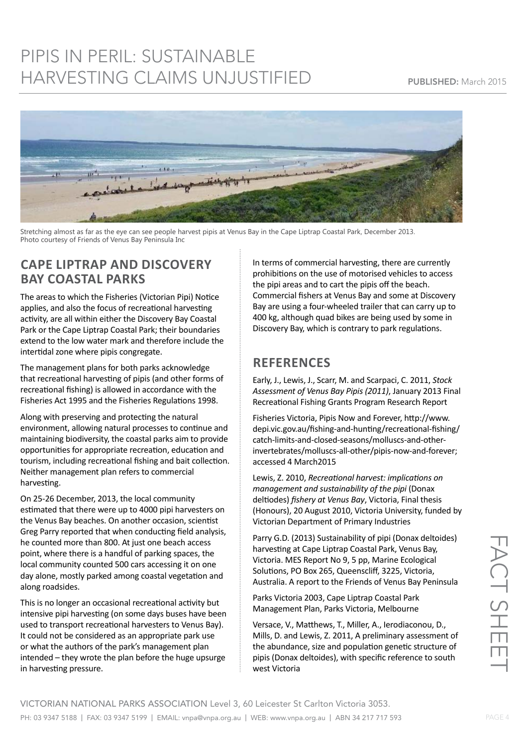# PIPIS IN PERIL: SUSTAINABLE HARVESTING CLAIMS UNJUSTIFIED

**PUBLISHED:** March 2015

Stretching almost as far as the eye can see people harvest pipis at Venus Bay in the Cape Liptrap Coastal Park, December 2013. Photo courtesy of Friends of Venus Bay Peninsula Inc

## CAPE LIPTRAP AND DISCOVERY BAY COASTAL PARKS

The areas to which the Fisheries (Victorian Pipi) Notice applies, and also the focus of recreational harvesting activity, are all within either the Discovery Bay Coastal Park or the Cape Liptrap Coastal Park; their boundaries extend to the low water mark and therefore include the intertidal zone where pipis congregate.

The management plans for both parks acknowledge that recreational harvesting of pipis (and other forms of recreational fishing) is allowed in accordance with the Fisheries Act 1995 and the Fisheries Regulations 1998.

Along with preserving and protecting the natural environment, allowing natural processes to continue and maintaining biodiversity, the coastal parks aim to provide opportunities for appropriate recreation, education and tourism, including recreational fishing and bait collection. Neither management plan refers to commercial harvesting.

On 25-26 December, 2013, the local community estimated that there were up to 4000 pipi harvesters on the Venus Bay beaches. On another occasion, scientist Greg Parry reported that when conducting field analysis, he counted more than 800. At just one beach access point, where there is a handful of parking spaces, the local community counted 500 cars accessing it on one day alone, mostly parked among coastal vegetation and along roadsides.

This is no longer an occasional recreational activity but intensive pipi harvesting (on some days buses have been used to transport recreational harvesters to Venus Bay). It could not be considered as an appropriate park use or what the authors of the park's management plan intended – they wrote the plan before the huge upsurge in harvesting pressure.

In terms of commercial harvesting, there are currently prohibitions on the use of motorised vehicles to access the pipi areas and to cart the pipis off the beach. Commercial fishers at Venus Bay and some at Discovery Bay are using a four-wheeled trailer that can carry up to 400 kg, although quad bikes are being used by some in Discovery Bay, which is contrary to park regulations.

## REFERENCES

Early, J., Lewis, J., Scarr, M. and Scarpaci, C. 2011, *Stock Assessment of Venus Bay Pipis (2011)*, January 2013 Final Recreational Fishing Grants Program Research Report

Fisheries Victoria, Pipis Now and Forever, http://www.depi.vic.gov.au/fishing-and-hunting/recreational-fishing/catch-limits-and-closed-seasons/molluscs-and-other-invertebrates/molluscs-all-other/pipis-now-and-forever; accessed 4 March2015

Lewis, Z. 2010, *Recreational harvest: implications on management and sustainability of the pipi* (Donax deltiodes) *fishery at Venus Bay*, Victoria, Final thesis (Honours), 20 August 2010, Victoria University, funded by Victorian Department of Primary Industries

Parry G.D. (2013) Sustainability of pipi (Donax deltoides) harvesting at Cape Liptrap Coastal Park, Venus Bay, Victoria. MES Report No 9, 5 pp, Marine Ecological Solutions, PO Box 265, Queenscliff, 3225, Victoria, Australia. A report to the Friends of Venus Bay Peninsula

Parks Victoria 2003, Cape Liptrap Coastal Park Management Plan, Parks Victoria, Melbourne

Versace, V., Matthews, T., Miller, A., Ierodiaconou, D., Mills, D. and Lewis, Z. 2011, A preliminary assessment of the abundance, size and population genetic structure of pipis (Donax deltoides), with specific reference to south west Victoria

FACT SHEET

VICTORIAN NATIONAL PARKS ASSOCIATION Level 3, 60 Leicester St Carlton Victoria 3053.
PH: 03 9347 5188 | FAX: 03 9347 5199 | EMAIL: vnpa@vnpa.org.au | WEB: www.vnpa.org.au | ABN 34 217 717 593